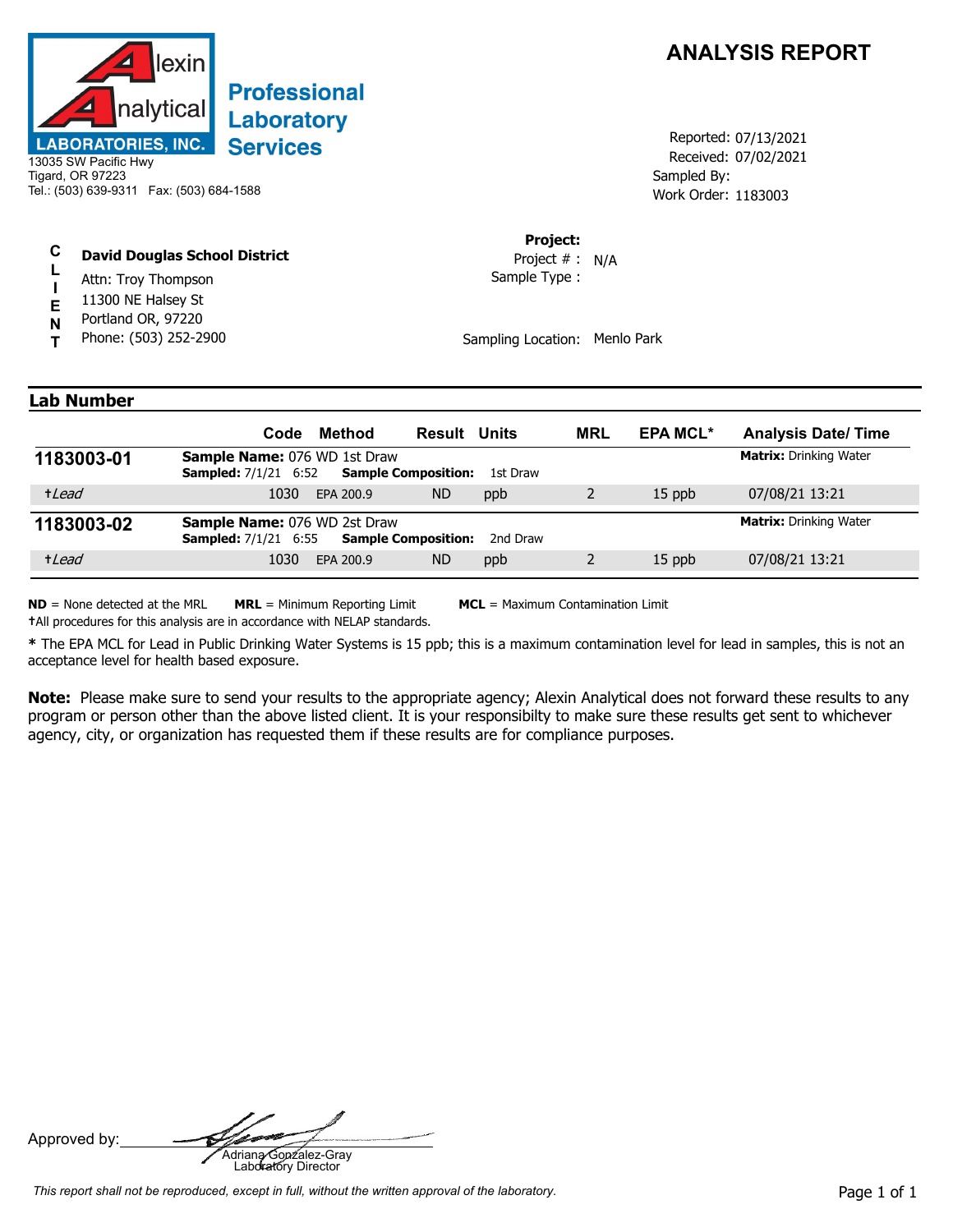# ANALYSIS REPORT

**Alexin Analytical LABORATORIES, INC.**
**Professional Laboratory Services**

13035 SW Pacific Hwy
Tigard, OR 97223
Tel.: (503) 639-9311 Fax: (503) 684-1588

Reported: 07/13/2021
Received: 07/02/2021
Sampled By:
Work Order: 1183003

**CLIENT**

**David Douglas School District**
Attn: Troy Thompson
11300 NE Halsey St
Portland OR, 97220
Phone: (503) 252-2900

**Project:**
Project # : N/A
Sample Type :

Sampling Location: Menlo Park

## Lab Number

| Lab Number | Analyte | Code | Method | Result | Units | MRL | EPA MCL* | Analysis Date/ Time |
|---|---|---|---|---|---|---|---|---|
| **1183003-01** | **Sample Name:** 076 WD 1st Draw<br>**Sampled:** 7/1/21 6:52 **Sample Composition:** 1st Draw | | | | | | | **Matrix:** Drinking Water |
| | †*Lead* | 1030 | EPA 200.9 | ND | ppb | 2 | 15 ppb | 07/08/21 13:21 |
| **1183003-02** | **Sample Name:** 076 WD 2st Draw<br>**Sampled:** 7/1/21 6:55 **Sample Composition:** 2nd Draw | | | | | | | **Matrix:** Drinking Water |
| | †*Lead* | 1030 | EPA 200.9 | ND | ppb | 2 | 15 ppb | 07/08/21 13:21 |

**ND** = None detected at the MRL **MRL** = Minimum Reporting Limit **MCL** = Maximum Contamination Limit

†All procedures for this analysis are in accordance with NELAP standards.

**\*** The EPA MCL for Lead in Public Drinking Water Systems is 15 ppb; this is a maximum contamination level for lead in samples, this is not an acceptance level for health based exposure.

**Note:** Please make sure to send your results to the appropriate agency; Alexin Analytical does not forward these results to any program or person other than the above listed client. It is your responsibilty to make sure these results get sent to whichever agency, city, or organization has requested them if these results are for compliance purposes.

Approved by: ______________________
Adriana Gonzalez-Gray
Laboratory Director

*This report shall not be reproduced, except in full, without the written approval of the laboratory.*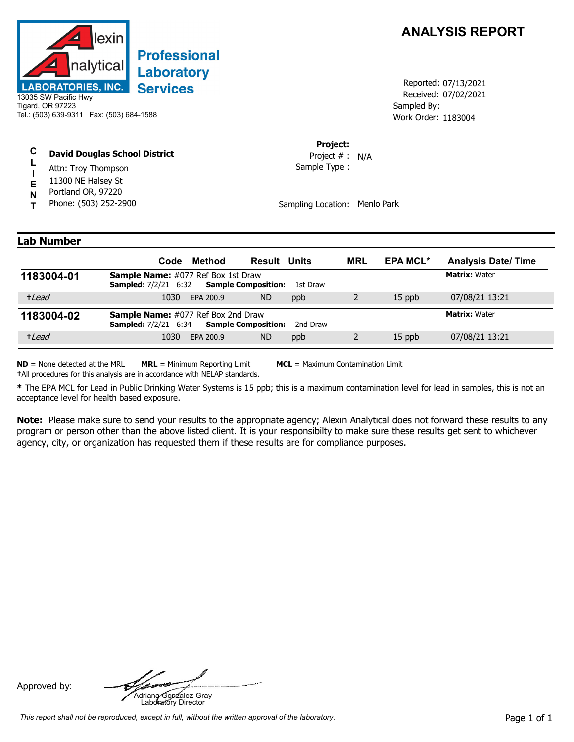Alexin Analytical LABORATORIES, INC.

**Professional Laboratory Services**

13035 SW Pacific Hwy
Tigard, OR 97223
Tel.: (503) 639-9311 Fax: (503) 684-1588

# ANALYSIS REPORT

Reported: 07/13/2021
Received: 07/02/2021
Sampled By:
Work Order: 1183004

**CLIENT**

**David Douglas School District**
Attn: Troy Thompson
11300 NE Halsey St
Portland OR, 97220
Phone: (503) 252-2900

**Project:**
Project # : N/A
Sample Type :

Sampling Location: Menlo Park

## Lab Number

| | Code | Method | Result | Units | MRL | EPA MCL* | Analysis Date/ Time |
|---|---|---|---|---|---|---|---|
| **1183004-01** | **Sample Name:** #077 Ref Box 1st Draw<br>**Sampled:** 7/2/21 6:32 | **Sample Composition:** | | 1st Draw | | | **Matrix:** Water |
| †*Lead* | 1030 | EPA 200.9 | ND | ppb | 2 | 15 ppb | 07/08/21 13:21 |
| **1183004-02** | **Sample Name:** #077 Ref Box 2nd Draw<br>**Sampled:** 7/2/21 6:34 | **Sample Composition:** | | 2nd Draw | | | **Matrix:** Water |
| †*Lead* | 1030 | EPA 200.9 | ND | ppb | 2 | 15 ppb | 07/08/21 13:21 |

**ND** = None detected at the MRL  **MRL** = Minimum Reporting Limit  **MCL** = Maximum Contamination Limit
†All procedures for this analysis are in accordance with NELAP standards.

**\*** The EPA MCL for Lead in Public Drinking Water Systems is 15 ppb; this is a maximum contamination level for lead in samples, this is not an acceptance level for health based exposure.

**Note:** Please make sure to send your results to the appropriate agency; Alexin Analytical does not forward these results to any program or person other than the above listed client. It is your responsibilty to make sure these results get sent to whichever agency, city, or organization has requested them if these results are for compliance purposes.

Approved by: ____________________
Adriana Gonzalez-Gray
Laboratory Director

*This report shall not be reproduced, except in full, without the written approval of the laboratory.*